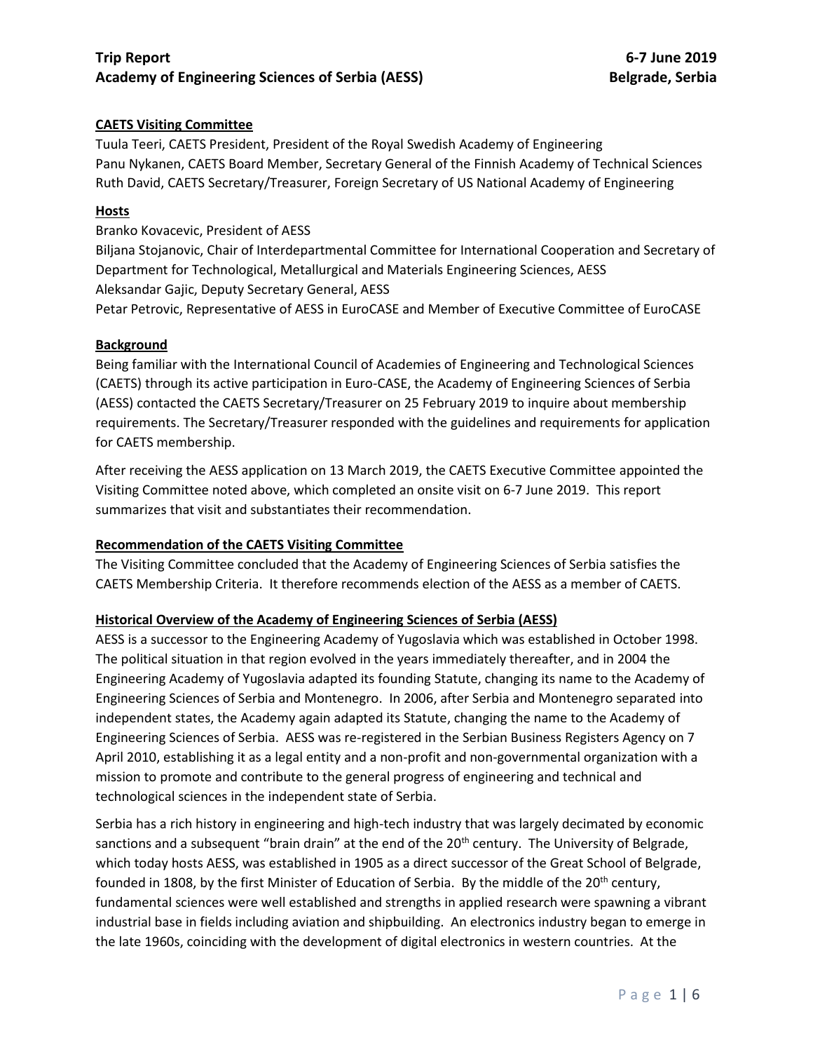# Trip Report — 6-7 June 2019
## Academy of Engineering Sciences of Serbia (AESS) — Belgrade, Serbia

### CAETS Visiting Committee

Tuula Teeri, CAETS President, President of the Royal Swedish Academy of Engineering
Panu Nykanen, CAETS Board Member, Secretary General of the Finnish Academy of Technical Sciences
Ruth David, CAETS Secretary/Treasurer, Foreign Secretary of US National Academy of Engineering

### Hosts

Branko Kovacevic, President of AESS
Biljana Stojanovic, Chair of Interdepartmental Committee for International Cooperation and Secretary of Department for Technological, Metallurgical and Materials Engineering Sciences, AESS
Aleksandar Gajic, Deputy Secretary General, AESS
Petar Petrovic, Representative of AESS in EuroCASE and Member of Executive Committee of EuroCASE

### Background

Being familiar with the International Council of Academies of Engineering and Technological Sciences (CAETS) through its active participation in Euro-CASE, the Academy of Engineering Sciences of Serbia (AESS) contacted the CAETS Secretary/Treasurer on 25 February 2019 to inquire about membership requirements. The Secretary/Treasurer responded with the guidelines and requirements for application for CAETS membership.

After receiving the AESS application on 13 March 2019, the CAETS Executive Committee appointed the Visiting Committee noted above, which completed an onsite visit on 6-7 June 2019. This report summarizes that visit and substantiates their recommendation.

### Recommendation of the CAETS Visiting Committee

The Visiting Committee concluded that the Academy of Engineering Sciences of Serbia satisfies the CAETS Membership Criteria. It therefore recommends election of the AESS as a member of CAETS.

### Historical Overview of the Academy of Engineering Sciences of Serbia (AESS)

AESS is a successor to the Engineering Academy of Yugoslavia which was established in October 1998. The political situation in that region evolved in the years immediately thereafter, and in 2004 the Engineering Academy of Yugoslavia adapted its founding Statute, changing its name to the Academy of Engineering Sciences of Serbia and Montenegro. In 2006, after Serbia and Montenegro separated into independent states, the Academy again adapted its Statute, changing the name to the Academy of Engineering Sciences of Serbia. AESS was re-registered in the Serbian Business Registers Agency on 7 April 2010, establishing it as a legal entity and a non-profit and non-governmental organization with a mission to promote and contribute to the general progress of engineering and technical and technological sciences in the independent state of Serbia.

Serbia has a rich history in engineering and high-tech industry that was largely decimated by economic sanctions and a subsequent "brain drain" at the end of the 20th century. The University of Belgrade, which today hosts AESS, was established in 1905 as a direct successor of the Great School of Belgrade, founded in 1808, by the first Minister of Education of Serbia. By the middle of the 20th century, fundamental sciences were well established and strengths in applied research were spawning a vibrant industrial base in fields including aviation and shipbuilding. An electronics industry began to emerge in the late 1960s, coinciding with the development of digital electronics in western countries. At the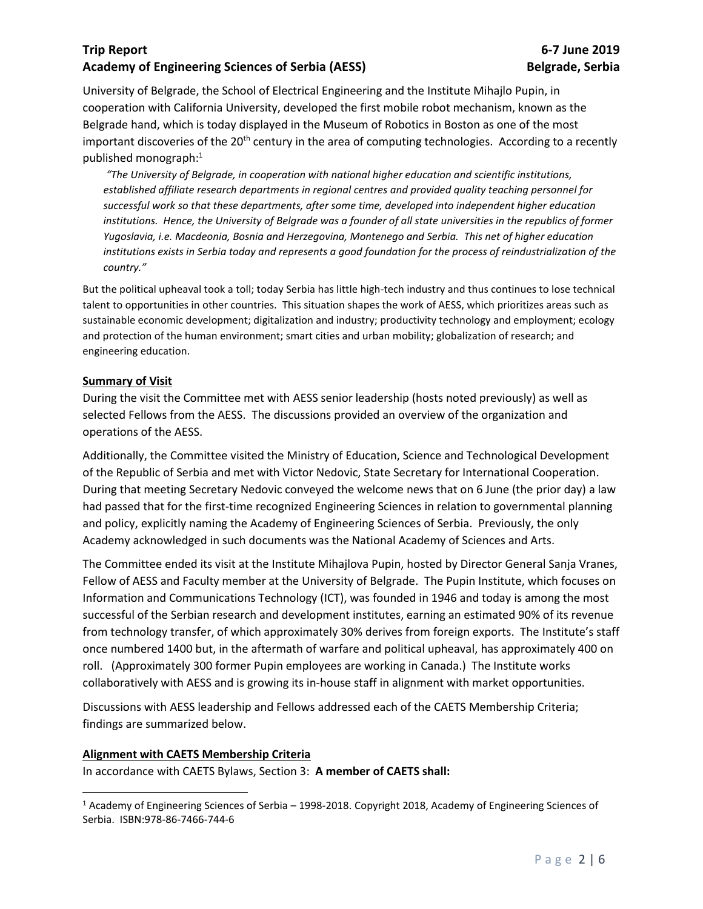University of Belgrade, the School of Electrical Engineering and the Institute Mihajlo Pupin, in cooperation with California University, developed the first mobile robot mechanism, known as the Belgrade hand, which is today displayed in the Museum of Robotics in Boston as one of the most important discoveries of the 20th century in the area of computing technologies. According to a recently published monograph:[1]

> *"The University of Belgrade, in cooperation with national higher education and scientific institutions, established affiliate research departments in regional centres and provided quality teaching personnel for successful work so that these departments, after some time, developed into independent higher education institutions. Hence, the University of Belgrade was a founder of all state universities in the republics of former Yugoslavia, i.e. Macdeonia, Bosnia and Herzegovina, Montenego and Serbia. This net of higher education institutions exists in Serbia today and represents a good foundation for the process of reindustrialization of the country."*

But the political upheaval took a toll; today Serbia has little high-tech industry and thus continues to lose technical talent to opportunities in other countries. This situation shapes the work of AESS, which prioritizes areas such as sustainable economic development; digitalization and industry; productivity technology and employment; ecology and protection of the human environment; smart cities and urban mobility; globalization of research; and engineering education.

**Summary of Visit**

During the visit the Committee met with AESS senior leadership (hosts noted previously) as well as selected Fellows from the AESS. The discussions provided an overview of the organization and operations of the AESS.

Additionally, the Committee visited the Ministry of Education, Science and Technological Development of the Republic of Serbia and met with Victor Nedovic, State Secretary for International Cooperation. During that meeting Secretary Nedovic conveyed the welcome news that on 6 June (the prior day) a law had passed that for the first-time recognized Engineering Sciences in relation to governmental planning and policy, explicitly naming the Academy of Engineering Sciences of Serbia. Previously, the only Academy acknowledged in such documents was the National Academy of Sciences and Arts.

The Committee ended its visit at the Institute Mihajlova Pupin, hosted by Director General Sanja Vranes, Fellow of AESS and Faculty member at the University of Belgrade. The Pupin Institute, which focuses on Information and Communications Technology (ICT), was founded in 1946 and today is among the most successful of the Serbian research and development institutes, earning an estimated 90% of its revenue from technology transfer, of which approximately 30% derives from foreign exports. The Institute's staff once numbered 1400 but, in the aftermath of warfare and political upheaval, has approximately 400 on roll. (Approximately 300 former Pupin employees are working in Canada.) The Institute works collaboratively with AESS and is growing its in-house staff in alignment with market opportunities.

Discussions with AESS leadership and Fellows addressed each of the CAETS Membership Criteria; findings are summarized below.

**Alignment with CAETS Membership Criteria**

In accordance with CAETS Bylaws, Section 3: **A member of CAETS shall:**

[1] Academy of Engineering Sciences of Serbia – 1998-2018. Copyright 2018, Academy of Engineering Sciences of Serbia. ISBN:978-86-7466-744-6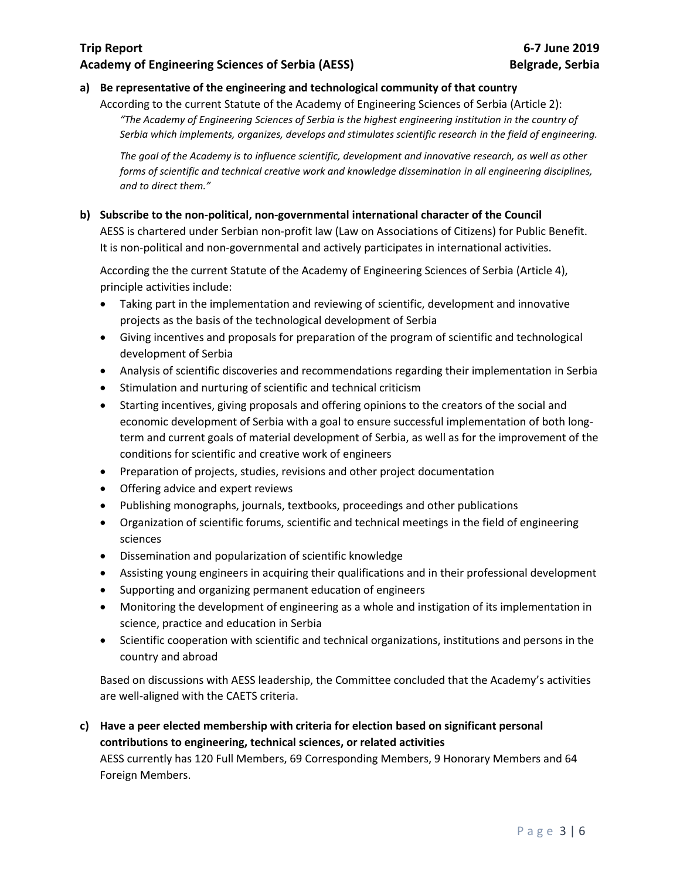**a) Be representative of the engineering and technological community of that country**

According to the current Statute of the Academy of Engineering Sciences of Serbia (Article 2):

> *"The Academy of Engineering Sciences of Serbia is the highest engineering institution in the country of Serbia which implements, organizes, develops and stimulates scientific research in the field of engineering.*
>
> *The goal of the Academy is to influence scientific, development and innovative research, as well as other forms of scientific and technical creative work and knowledge dissemination in all engineering disciplines, and to direct them."*

**b) Subscribe to the non-political, non-governmental international character of the Council**

AESS is chartered under Serbian non-profit law (Law on Associations of Citizens) for Public Benefit. It is non-political and non-governmental and actively participates in international activities.

According the the current Statute of the Academy of Engineering Sciences of Serbia (Article 4), principle activities include:

- Taking part in the implementation and reviewing of scientific, development and innovative projects as the basis of the technological development of Serbia
- Giving incentives and proposals for preparation of the program of scientific and technological development of Serbia
- Analysis of scientific discoveries and recommendations regarding their implementation in Serbia
- Stimulation and nurturing of scientific and technical criticism
- Starting incentives, giving proposals and offering opinions to the creators of the social and economic development of Serbia with a goal to ensure successful implementation of both long-term and current goals of material development of Serbia, as well as for the improvement of the conditions for scientific and creative work of engineers
- Preparation of projects, studies, revisions and other project documentation
- Offering advice and expert reviews
- Publishing monographs, journals, textbooks, proceedings and other publications
- Organization of scientific forums, scientific and technical meetings in the field of engineering sciences
- Dissemination and popularization of scientific knowledge
- Assisting young engineers in acquiring their qualifications and in their professional development
- Supporting and organizing permanent education of engineers
- Monitoring the development of engineering as a whole and instigation of its implementation in science, practice and education in Serbia
- Scientific cooperation with scientific and technical organizations, institutions and persons in the country and abroad

Based on discussions with AESS leadership, the Committee concluded that the Academy's activities are well-aligned with the CAETS criteria.

**c) Have a peer elected membership with criteria for election based on significant personal contributions to engineering, technical sciences, or related activities**

AESS currently has 120 Full Members, 69 Corresponding Members, 9 Honorary Members and 64 Foreign Members.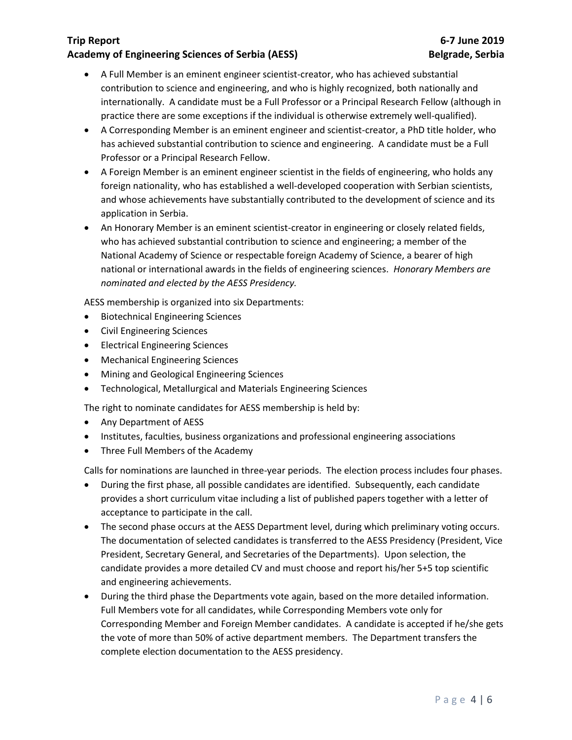- A Full Member is an eminent engineer scientist-creator, who has achieved substantial contribution to science and engineering, and who is highly recognized, both nationally and internationally. A candidate must be a Full Professor or a Principal Research Fellow (although in practice there are some exceptions if the individual is otherwise extremely well-qualified).
- A Corresponding Member is an eminent engineer and scientist-creator, a PhD title holder, who has achieved substantial contribution to science and engineering. A candidate must be a Full Professor or a Principal Research Fellow.
- A Foreign Member is an eminent engineer scientist in the fields of engineering, who holds any foreign nationality, who has established a well-developed cooperation with Serbian scientists, and whose achievements have substantially contributed to the development of science and its application in Serbia.
- An Honorary Member is an eminent scientist-creator in engineering or closely related fields, who has achieved substantial contribution to science and engineering; a member of the National Academy of Science or respectable foreign Academy of Science, a bearer of high national or international awards in the fields of engineering sciences. *Honorary Members are nominated and elected by the AESS Presidency.*

AESS membership is organized into six Departments:

- Biotechnical Engineering Sciences
- Civil Engineering Sciences
- Electrical Engineering Sciences
- Mechanical Engineering Sciences
- Mining and Geological Engineering Sciences
- Technological, Metallurgical and Materials Engineering Sciences

The right to nominate candidates for AESS membership is held by:

- Any Department of AESS
- Institutes, faculties, business organizations and professional engineering associations
- Three Full Members of the Academy

Calls for nominations are launched in three-year periods. The election process includes four phases.

- During the first phase, all possible candidates are identified. Subsequently, each candidate provides a short curriculum vitae including a list of published papers together with a letter of acceptance to participate in the call.
- The second phase occurs at the AESS Department level, during which preliminary voting occurs. The documentation of selected candidates is transferred to the AESS Presidency (President, Vice President, Secretary General, and Secretaries of the Departments). Upon selection, the candidate provides a more detailed CV and must choose and report his/her 5+5 top scientific and engineering achievements.
- During the third phase the Departments vote again, based on the more detailed information. Full Members vote for all candidates, while Corresponding Members vote only for Corresponding Member and Foreign Member candidates. A candidate is accepted if he/she gets the vote of more than 50% of active department members. The Department transfers the complete election documentation to the AESS presidency.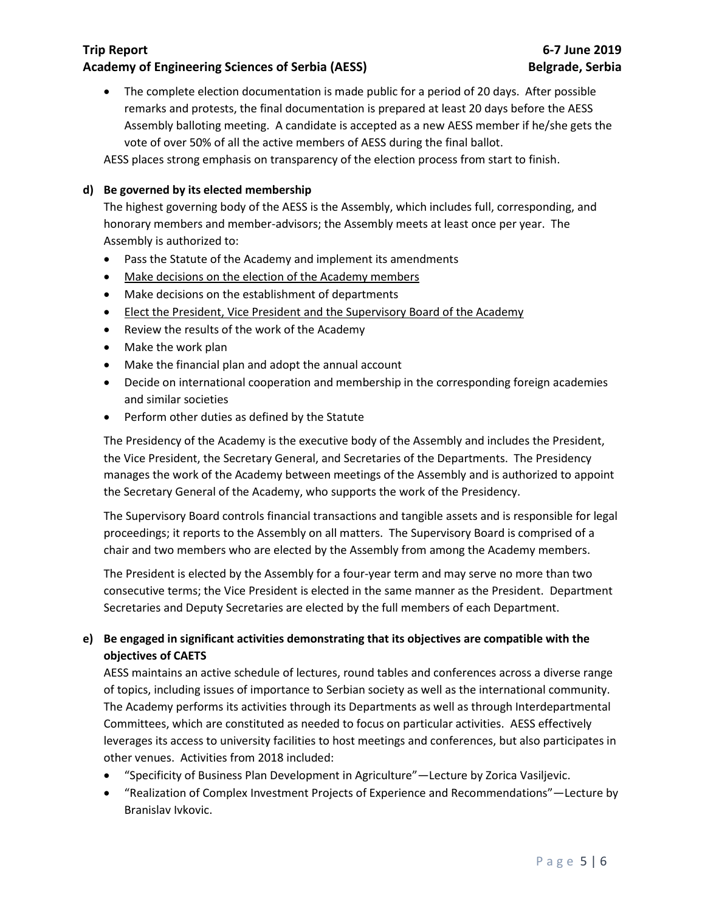- The complete election documentation is made public for a period of 20 days. After possible remarks and protests, the final documentation is prepared at least 20 days before the AESS Assembly balloting meeting. A candidate is accepted as a new AESS member if he/she gets the vote of over 50% of all the active members of AESS during the final ballot.

AESS places strong emphasis on transparency of the election process from start to finish.

**d) Be governed by its elected membership**

The highest governing body of the AESS is the Assembly, which includes full, corresponding, and honorary members and member-advisors; the Assembly meets at least once per year. The Assembly is authorized to:

- Pass the Statute of the Academy and implement its amendments
- <u>Make decisions on the election of the Academy members</u>
- Make decisions on the establishment of departments
- <u>Elect the President, Vice President and the Supervisory Board of the Academy</u>
- Review the results of the work of the Academy
- Make the work plan
- Make the financial plan and adopt the annual account
- Decide on international cooperation and membership in the corresponding foreign academies and similar societies
- Perform other duties as defined by the Statute

The Presidency of the Academy is the executive body of the Assembly and includes the President, the Vice President, the Secretary General, and Secretaries of the Departments. The Presidency manages the work of the Academy between meetings of the Assembly and is authorized to appoint the Secretary General of the Academy, who supports the work of the Presidency.

The Supervisory Board controls financial transactions and tangible assets and is responsible for legal proceedings; it reports to the Assembly on all matters. The Supervisory Board is comprised of a chair and two members who are elected by the Assembly from among the Academy members.

The President is elected by the Assembly for a four-year term and may serve no more than two consecutive terms; the Vice President is elected in the same manner as the President. Department Secretaries and Deputy Secretaries are elected by the full members of each Department.

**e) Be engaged in significant activities demonstrating that its objectives are compatible with the objectives of CAETS**

AESS maintains an active schedule of lectures, round tables and conferences across a diverse range of topics, including issues of importance to Serbian society as well as the international community. The Academy performs its activities through its Departments as well as through Interdepartmental Committees, which are constituted as needed to focus on particular activities. AESS effectively leverages its access to university facilities to host meetings and conferences, but also participates in other venues. Activities from 2018 included:

- "Specificity of Business Plan Development in Agriculture"—Lecture by Zorica Vasiljevic.
- "Realization of Complex Investment Projects of Experience and Recommendations"—Lecture by Branislav Ivkovic.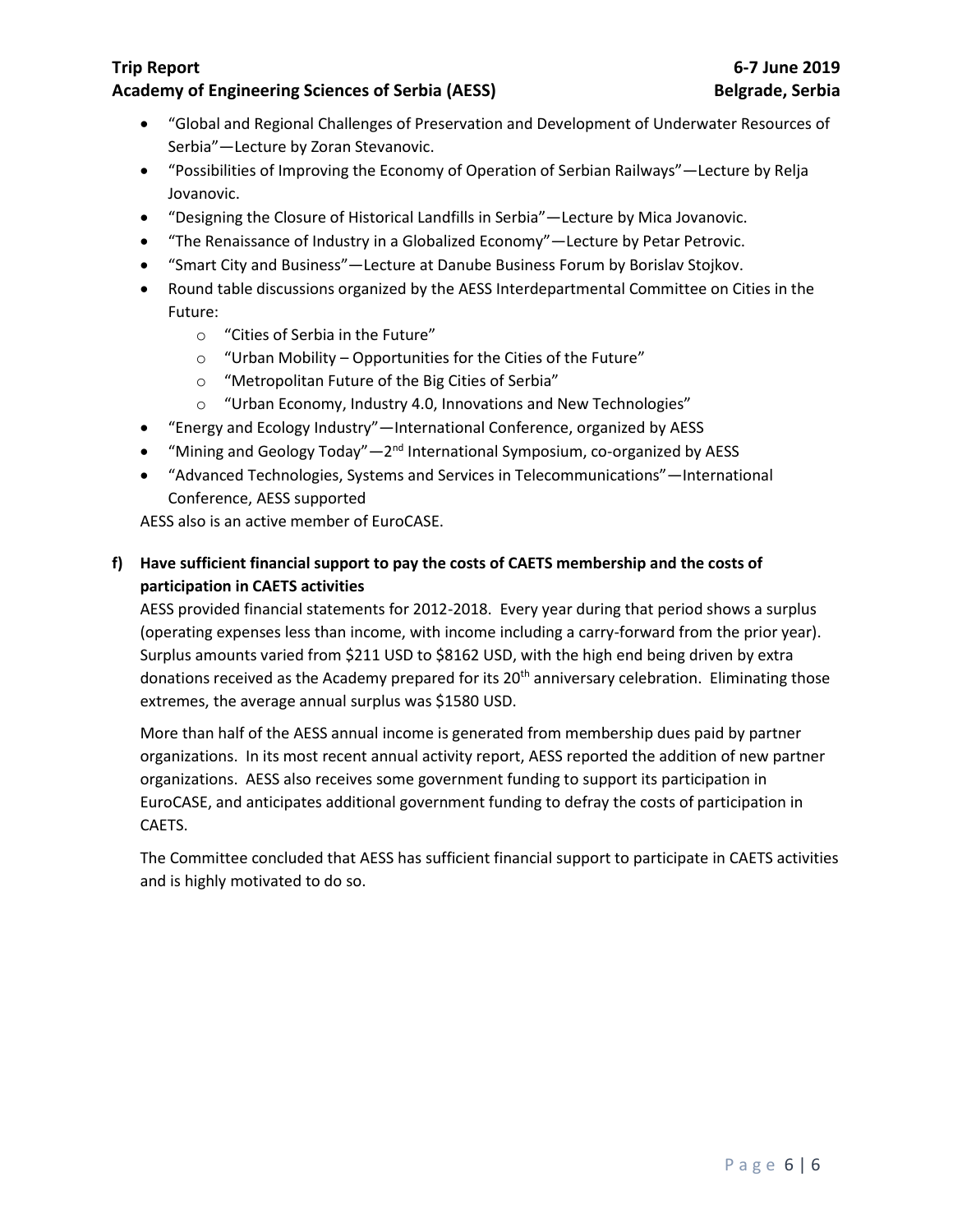- "Global and Regional Challenges of Preservation and Development of Underwater Resources of Serbia"—Lecture by Zoran Stevanovic.
- "Possibilities of Improving the Economy of Operation of Serbian Railways"—Lecture by Relja Jovanovic.
- "Designing the Closure of Historical Landfills in Serbia"—Lecture by Mica Jovanovic.
- "The Renaissance of Industry in a Globalized Economy"—Lecture by Petar Petrovic.
- "Smart City and Business"—Lecture at Danube Business Forum by Borislav Stojkov.
- Round table discussions organized by the AESS Interdepartmental Committee on Cities in the Future:
    - "Cities of Serbia in the Future"
    - "Urban Mobility – Opportunities for the Cities of the Future"
    - "Metropolitan Future of the Big Cities of Serbia"
    - "Urban Economy, Industry 4.0, Innovations and New Technologies"
- "Energy and Ecology Industry"—International Conference, organized by AESS
- "Mining and Geology Today"—2nd International Symposium, co-organized by AESS
- "Advanced Technologies, Systems and Services in Telecommunications"—International Conference, AESS supported

AESS also is an active member of EuroCASE.

**f) Have sufficient financial support to pay the costs of CAETS membership and the costs of participation in CAETS activities**

AESS provided financial statements for 2012-2018. Every year during that period shows a surplus (operating expenses less than income, with income including a carry-forward from the prior year). Surplus amounts varied from $211 USD to $8162 USD, with the high end being driven by extra donations received as the Academy prepared for its 20th anniversary celebration. Eliminating those extremes, the average annual surplus was $1580 USD.

More than half of the AESS annual income is generated from membership dues paid by partner organizations. In its most recent annual activity report, AESS reported the addition of new partner organizations. AESS also receives some government funding to support its participation in EuroCASE, and anticipates additional government funding to defray the costs of participation in CAETS.

The Committee concluded that AESS has sufficient financial support to participate in CAETS activities and is highly motivated to do so.